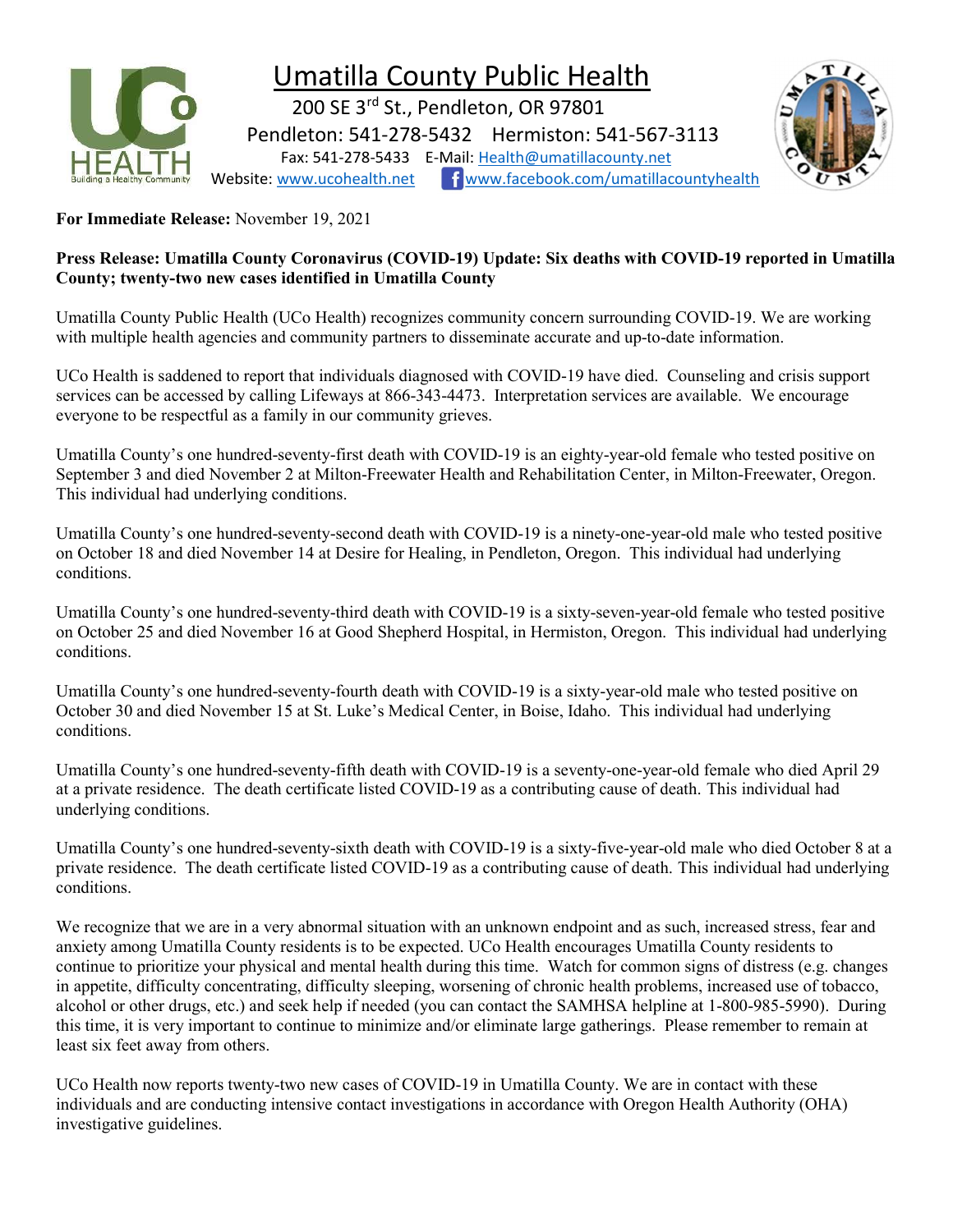# Umatilla County Public Health

200 SE 3rd St., Pendleton, OR 97801

Pendleton: 541-278-5432 Hermiston: 541-567-3113

Fax: 541-278-5433 E-Mail: Health@umatillacounty.net

Website: www.ucohealth.net www.facebook.com/umatillacountyhealth

**For Immediate Release:** November 19, 2021

**Press Release: Umatilla County Coronavirus (COVID-19) Update: Six deaths with COVID-19 reported in Umatilla County; twenty-two new cases identified in Umatilla County**

Umatilla County Public Health (UCo Health) recognizes community concern surrounding COVID-19. We are working with multiple health agencies and community partners to disseminate accurate and up-to-date information.

UCo Health is saddened to report that individuals diagnosed with COVID-19 have died. Counseling and crisis support services can be accessed by calling Lifeways at 866-343-4473. Interpretation services are available. We encourage everyone to be respectful as a family in our community grieves.

Umatilla County's one hundred-seventy-first death with COVID-19 is an eighty-year-old female who tested positive on September 3 and died November 2 at Milton-Freewater Health and Rehabilitation Center, in Milton-Freewater, Oregon. This individual had underlying conditions.

Umatilla County's one hundred-seventy-second death with COVID-19 is a ninety-one-year-old male who tested positive on October 18 and died November 14 at Desire for Healing, in Pendleton, Oregon. This individual had underlying conditions.

Umatilla County's one hundred-seventy-third death with COVID-19 is a sixty-seven-year-old female who tested positive on October 25 and died November 16 at Good Shepherd Hospital, in Hermiston, Oregon. This individual had underlying conditions.

Umatilla County's one hundred-seventy-fourth death with COVID-19 is a sixty-year-old male who tested positive on October 30 and died November 15 at St. Luke's Medical Center, in Boise, Idaho. This individual had underlying conditions.

Umatilla County's one hundred-seventy-fifth death with COVID-19 is a seventy-one-year-old female who died April 29 at a private residence. The death certificate listed COVID-19 as a contributing cause of death. This individual had underlying conditions.

Umatilla County's one hundred-seventy-sixth death with COVID-19 is a sixty-five-year-old male who died October 8 at a private residence. The death certificate listed COVID-19 as a contributing cause of death. This individual had underlying conditions.

We recognize that we are in a very abnormal situation with an unknown endpoint and as such, increased stress, fear and anxiety among Umatilla County residents is to be expected. UCo Health encourages Umatilla County residents to continue to prioritize your physical and mental health during this time. Watch for common signs of distress (e.g. changes in appetite, difficulty concentrating, difficulty sleeping, worsening of chronic health problems, increased use of tobacco, alcohol or other drugs, etc.) and seek help if needed (you can contact the SAMHSA helpline at 1-800-985-5990). During this time, it is very important to continue to minimize and/or eliminate large gatherings. Please remember to remain at least six feet away from others.

UCo Health now reports twenty-two new cases of COVID-19 in Umatilla County. We are in contact with these individuals and are conducting intensive contact investigations in accordance with Oregon Health Authority (OHA) investigative guidelines.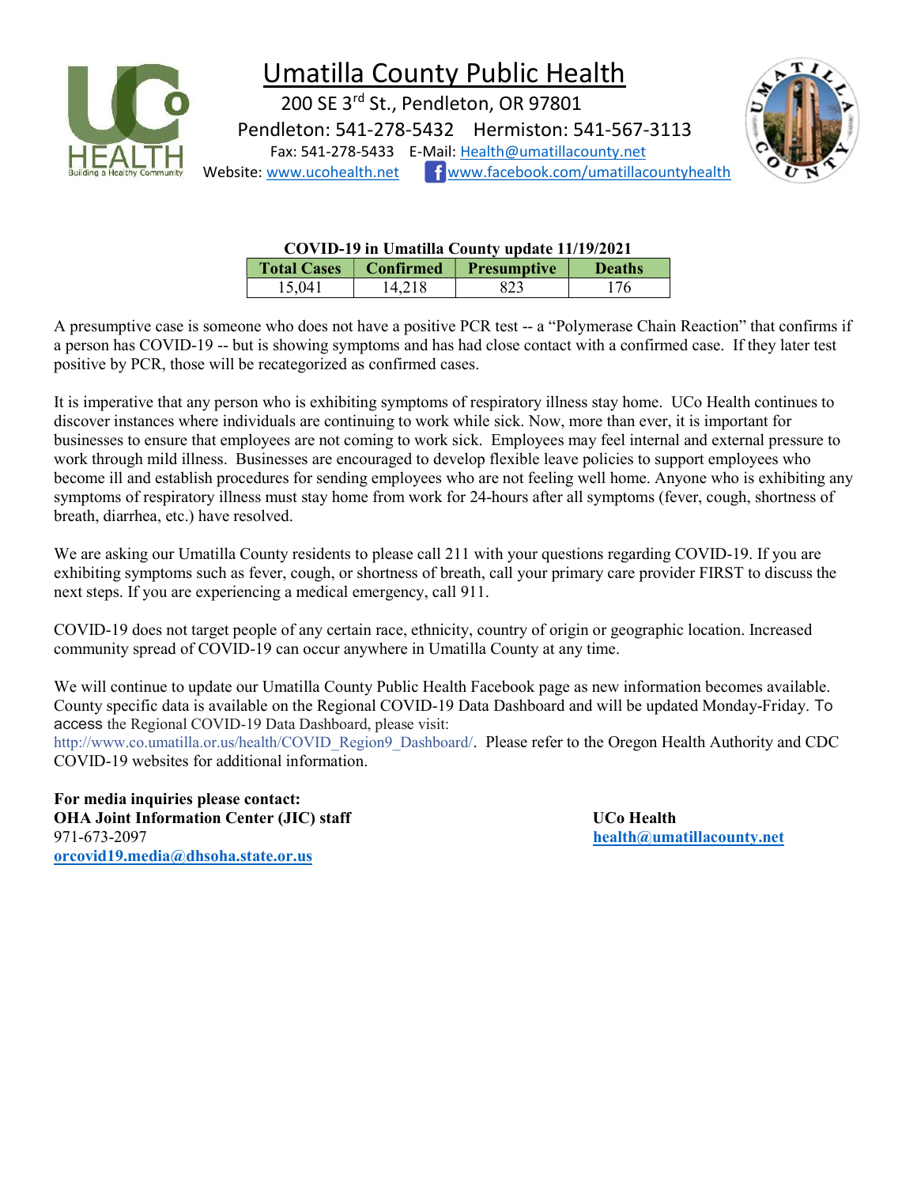# Umatilla County Public Health

200 SE 3rd St., Pendleton, OR 97801

Pendleton: 541-278-5432 Hermiston: 541-567-3113

Fax: 541-278-5433 E-Mail: Health@umatillacounty.net

Website: www.ucohealth.net www.facebook.com/umatillacountyhealth

**COVID-19 in Umatilla County update 11/19/2021**

| Total Cases | Confirmed | Presumptive | Deaths |
|---|---|---|---|
| 15,041 | 14,218 | 823 | 176 |

A presumptive case is someone who does not have a positive PCR test -- a "Polymerase Chain Reaction" that confirms if a person has COVID-19 -- but is showing symptoms and has had close contact with a confirmed case. If they later test positive by PCR, those will be recategorized as confirmed cases.

It is imperative that any person who is exhibiting symptoms of respiratory illness stay home. UCo Health continues to discover instances where individuals are continuing to work while sick. Now, more than ever, it is important for businesses to ensure that employees are not coming to work sick. Employees may feel internal and external pressure to work through mild illness. Businesses are encouraged to develop flexible leave policies to support employees who become ill and establish procedures for sending employees who are not feeling well home. Anyone who is exhibiting any symptoms of respiratory illness must stay home from work for 24-hours after all symptoms (fever, cough, shortness of breath, diarrhea, etc.) have resolved.

We are asking our Umatilla County residents to please call 211 with your questions regarding COVID-19. If you are exhibiting symptoms such as fever, cough, or shortness of breath, call your primary care provider FIRST to discuss the next steps. If you are experiencing a medical emergency, call 911.

COVID-19 does not target people of any certain race, ethnicity, country of origin or geographic location. Increased community spread of COVID-19 can occur anywhere in Umatilla County at any time.

We will continue to update our Umatilla County Public Health Facebook page as new information becomes available. County specific data is available on the Regional COVID-19 Data Dashboard and will be updated Monday-Friday. To access the Regional COVID-19 Data Dashboard, please visit: http://www.co.umatilla.or.us/health/COVID_Region9_Dashboard/. Please refer to the Oregon Health Authority and CDC COVID-19 websites for additional information.

**For media inquiries please contact:**
**OHA Joint Information Center (JIC) staff**
971-673-2097
**orcovid19.media@dhsoha.state.or.us**

**UCo Health**
**health@umatillacounty.net**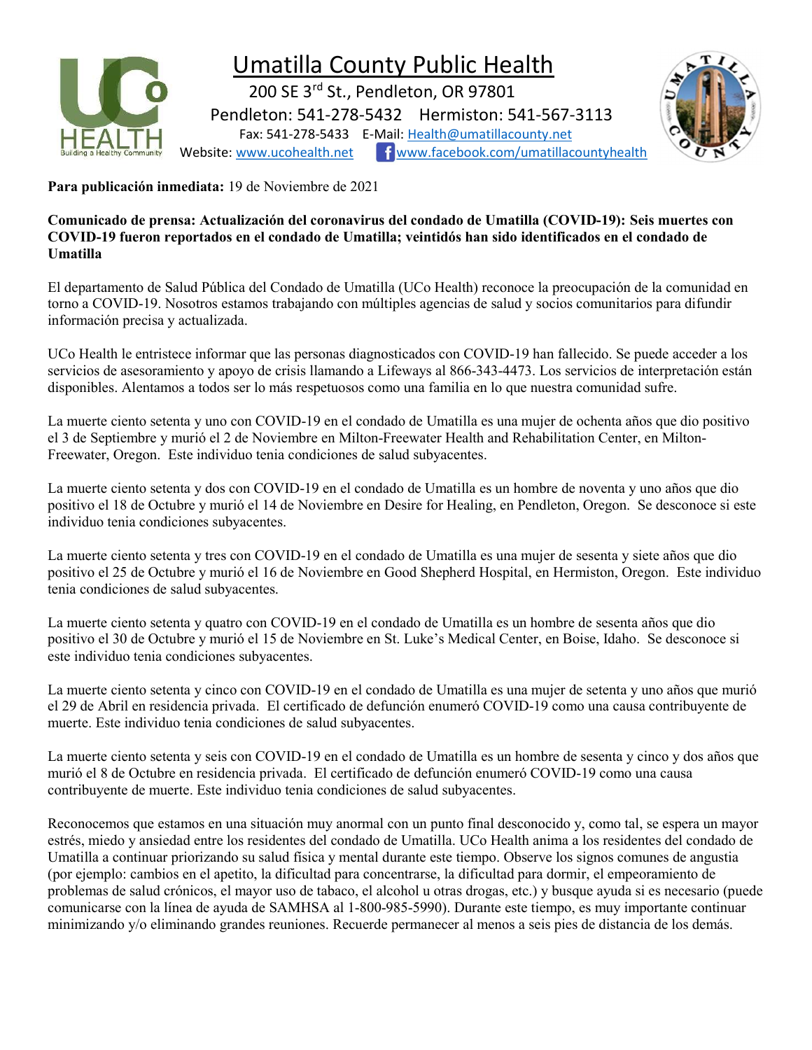# Umatilla County Public Health

200 SE 3rd St., Pendleton, OR 97801
Pendleton: 541-278-5432 Hermiston: 541-567-3113
Fax: 541-278-5433 E-Mail: Health@umatillacounty.net
Website: www.ucohealth.net www.facebook.com/umatillacountyhealth

**Para publicación inmediata:** 19 de Noviembre de 2021

**Comunicado de prensa: Actualización del coronavirus del condado de Umatilla (COVID-19): Seis muertes con COVID-19 fueron reportados en el condado de Umatilla; veintidós han sido identificados en el condado de Umatilla**

El departamento de Salud Pública del Condado de Umatilla (UCo Health) reconoce la preocupación de la comunidad en torno a COVID-19. Nosotros estamos trabajando con múltiples agencias de salud y socios comunitarios para difundir información precisa y actualizada.

UCo Health le entristece informar que las personas diagnosticados con COVID-19 han fallecido. Se puede acceder a los servicios de asesoramiento y apoyo de crisis llamando a Lifeways al 866-343-4473. Los servicios de interpretación están disponibles. Alentamos a todos ser lo más respetuosos como una familia en lo que nuestra comunidad sufre.

La muerte ciento setenta y uno con COVID-19 en el condado de Umatilla es una mujer de ochenta años que dio positivo el 3 de Septiembre y murió el 2 de Noviembre en Milton-Freewater Health and Rehabilitation Center, en Milton-Freewater, Oregon. Este individuo tenia condiciones de salud subyacentes.

La muerte ciento setenta y dos con COVID-19 en el condado de Umatilla es un hombre de noventa y uno años que dio positivo el 18 de Octubre y murió el 14 de Noviembre en Desire for Healing, en Pendleton, Oregon. Se desconoce si este individuo tenia condiciones subyacentes.

La muerte ciento setenta y tres con COVID-19 en el condado de Umatilla es una mujer de sesenta y siete años que dio positivo el 25 de Octubre y murió el 16 de Noviembre en Good Shepherd Hospital, en Hermiston, Oregon. Este individuo tenia condiciones de salud subyacentes.

La muerte ciento setenta y quatro con COVID-19 en el condado de Umatilla es un hombre de sesenta años que dio positivo el 30 de Octubre y murió el 15 de Noviembre en St. Luke's Medical Center, en Boise, Idaho. Se desconoce si este individuo tenia condiciones subyacentes.

La muerte ciento setenta y cinco con COVID-19 en el condado de Umatilla es una mujer de setenta y uno años que murió el 29 de Abril en residencia privada. El certificado de defunción enumeró COVID-19 como una causa contribuyente de muerte. Este individuo tenia condiciones de salud subyacentes.

La muerte ciento setenta y seis con COVID-19 en el condado de Umatilla es un hombre de sesenta y cinco y dos años que murió el 8 de Octubre en residencia privada. El certificado de defunción enumeró COVID-19 como una causa contribuyente de muerte. Este individuo tenia condiciones de salud subyacentes.

Reconocemos que estamos en una situación muy anormal con un punto final desconocido y, como tal, se espera un mayor estrés, miedo y ansiedad entre los residentes del condado de Umatilla. UCo Health anima a los residentes del condado de Umatilla a continuar priorizando su salud física y mental durante este tiempo. Observe los signos comunes de angustia (por ejemplo: cambios en el apetito, la dificultad para concentrarse, la dificultad para dormir, el empeoramiento de problemas de salud crónicos, el mayor uso de tabaco, el alcohol u otras drogas, etc.) y busque ayuda si es necesario (puede comunicarse con la línea de ayuda de SAMHSA al 1-800-985-5990). Durante este tiempo, es muy importante continuar minimizando y/o eliminando grandes reuniones. Recuerde permanecer al menos a seis pies de distancia de los demás.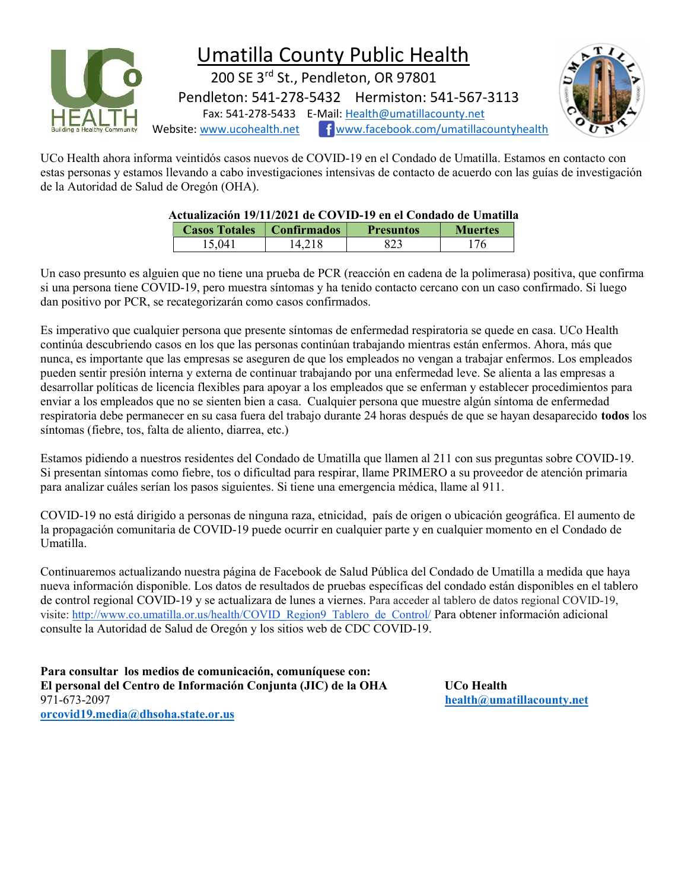# Umatilla County Public Health

200 SE 3rd St., Pendleton, OR 97801

Pendleton: 541-278-5432 Hermiston: 541-567-3113

Fax: 541-278-5433 E-Mail: Health@umatillacounty.net

Website: www.ucohealth.net www.facebook.com/umatillacountyhealth

UCo Health ahora informa veintidós casos nuevos de COVID-19 en el Condado de Umatilla. Estamos en contacto con estas personas y estamos llevando a cabo investigaciones intensivas de contacto de acuerdo con las guías de investigación de la Autoridad de Salud de Oregón (OHA).

**Actualización 19/11/2021 de COVID-19 en el Condado de Umatilla**

| Casos Totales | Confirmados | Presuntos | Muertes |
|---|---|---|---|
| 15,041 | 14,218 | 823 | 176 |

Un caso presunto es alguien que no tiene una prueba de PCR (reacción en cadena de la polimerasa) positiva, que confirma si una persona tiene COVID-19, pero muestra síntomas y ha tenido contacto cercano con un caso confirmado. Si luego dan positivo por PCR, se recategorizarán como casos confirmados.

Es imperativo que cualquier persona que presente síntomas de enfermedad respiratoria se quede en casa. UCo Health continúa descubriendo casos en los que las personas continúan trabajando mientras están enfermos. Ahora, más que nunca, es importante que las empresas se aseguren de que los empleados no vengan a trabajar enfermos. Los empleados pueden sentir presión interna y externa de continuar trabajando por una enfermedad leve. Se alienta a las empresas a desarrollar políticas de licencia flexibles para apoyar a los empleados que se enferman y establecer procedimientos para enviar a los empleados que no se sienten bien a casa. Cualquier persona que muestre algún síntoma de enfermedad respiratoria debe permanecer en su casa fuera del trabajo durante 24 horas después de que se hayan desaparecido **todos** los síntomas (fiebre, tos, falta de aliento, diarrea, etc.)

Estamos pidiendo a nuestros residentes del Condado de Umatilla que llamen al 211 con sus preguntas sobre COVID-19. Si presentan síntomas como fiebre, tos o dificultad para respirar, llame PRIMERO a su proveedor de atención primaria para analizar cuáles serían los pasos siguientes. Si tiene una emergencia médica, llame al 911.

COVID-19 no está dirigido a personas de ninguna raza, etnicidad, país de origen o ubicación geográfica. El aumento de la propagación comunitaria de COVID-19 puede ocurrir en cualquier parte y en cualquier momento en el Condado de Umatilla.

Continuaremos actualizando nuestra página de Facebook de Salud Pública del Condado de Umatilla a medida que haya nueva información disponible. Los datos de resultados de pruebas específicas del condado están disponibles en el tablero de control regional COVID-19 y se actualizara de lunes a viernes. Para acceder al tablero de datos regional COVID-19, visite: http://www.co.umatilla.or.us/health/COVID_Region9_Tablero_de_Control/ Para obtener información adicional consulte la Autoridad de Salud de Oregón y los sitios web de CDC COVID-19.

**Para consultar los medios de comunicación, comuníquese con:**
**El personal del Centro de Información Conjunta (JIC) de la OHA**
971-673-2097
**orcovid19.media@dhsoha.state.or.us**

**UCo Health**
**health@umatillacounty.net**